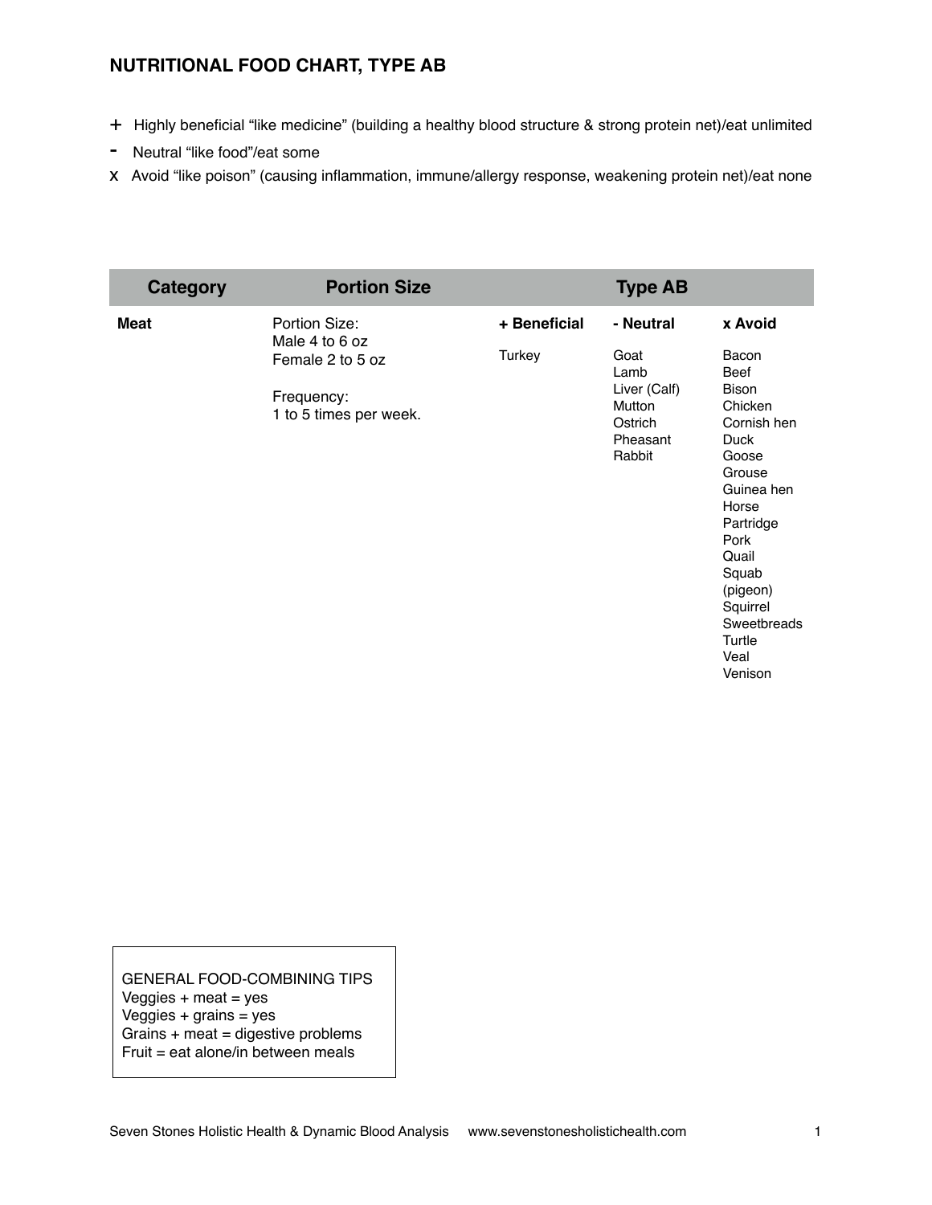## NUTRITIONAL FOOD CHART, TYPE AB

+ Highly beneficial “like medicine” (building a healthy blood structure & strong protein net)/eat unlimited
- Neutral “like food”/eat some
x Avoid “like poison” (causing inflammation, immune/allergy response, weakening protein net)/eat none

| Category | Portion Size | Type AB | | |
|---|---|---|---|---|
| | | **+ Beneficial** | **- Neutral** | **x Avoid** |
| **Meat** | Portion Size:<br>Male 4 to 6 oz<br>Female 2 to 5 oz<br><br>Frequency:<br>1 to 5 times per week. | Turkey | Goat<br>Lamb<br>Liver (Calf)<br>Mutton<br>Ostrich<br>Pheasant<br>Rabbit | Bacon<br>Beef<br>Bison<br>Chicken<br>Cornish hen<br>Duck<br>Goose<br>Grouse<br>Guinea hen<br>Horse<br>Partridge<br>Pork<br>Quail<br>Squab (pigeon)<br>Squirrel<br>Sweetbreads<br>Turtle<br>Veal<br>Venison |

GENERAL FOOD-COMBINING TIPS
Veggies + meat = yes
Veggies + grains = yes
Grains + meat = digestive problems
Fruit = eat alone/in between meals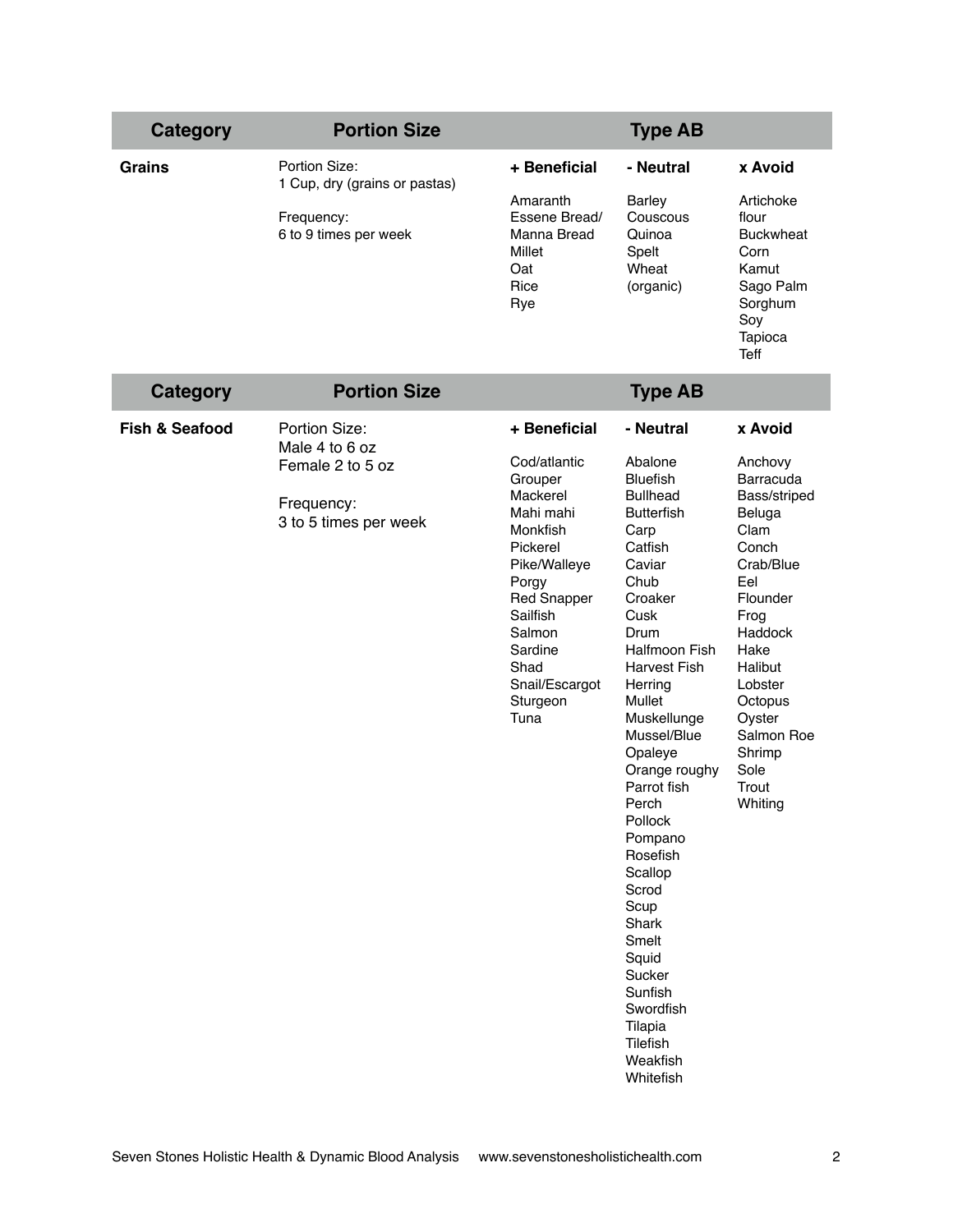| Category | Portion Size | Type AB | | |
|---|---|---|---|---|
| **Grains** | Portion Size:<br>1 Cup, dry (grains or pastas)<br><br>Frequency:<br>6 to 9 times per week | **+ Beneficial**<br><br>Amaranth<br>Essene Bread/<br>Manna Bread<br>Millet<br>Oat<br>Rice<br>Rye | **- Neutral**<br><br>Barley<br>Couscous<br>Quinoa<br>Spelt<br>Wheat<br>(organic) | **x Avoid**<br><br>Artichoke<br>flour<br>Buckwheat<br>Corn<br>Kamut<br>Sago Palm<br>Sorghum<br>Soy<br>Tapioca<br>Teff |

| Category | Portion Size | Type AB | | |
|---|---|---|---|---|
| **Fish & Seafood** | Portion Size:<br>Male 4 to 6 oz<br>Female 2 to 5 oz<br><br>Frequency:<br>3 to 5 times per week | **+ Beneficial**<br><br>Cod/atlantic<br>Grouper<br>Mackerel<br>Mahi mahi<br>Monkfish<br>Pickerel<br>Pike/Walleye<br>Porgy<br>Red Snapper<br>Sailfish<br>Salmon<br>Sardine<br>Shad<br>Snail/Escargot<br>Sturgeon<br>Tuna | **- Neutral**<br><br>Abalone<br>Bluefish<br>Bullhead<br>Butterfish<br>Carp<br>Catfish<br>Caviar<br>Chub<br>Croaker<br>Cusk<br>Drum<br>Halfmoon Fish<br>Harvest Fish<br>Herring<br>Mullet<br>Muskellunge<br>Mussel/Blue<br>Opaleye<br>Orange roughy<br>Parrot fish<br>Perch<br>Pollock<br>Pompano<br>Rosefish<br>Scallop<br>Scrod<br>Scup<br>Shark<br>Smelt<br>Squid<br>Sucker<br>Sunfish<br>Swordfish<br>Tilapia<br>Tilefish<br>Weakfish<br>Whitefish | **x Avoid**<br><br>Anchovy<br>Barracuda<br>Bass/striped<br>Beluga<br>Clam<br>Conch<br>Crab/Blue<br>Eel<br>Flounder<br>Frog<br>Haddock<br>Hake<br>Halibut<br>Lobster<br>Octopus<br>Oyster<br>Salmon Roe<br>Shrimp<br>Sole<br>Trout<br>Whiting |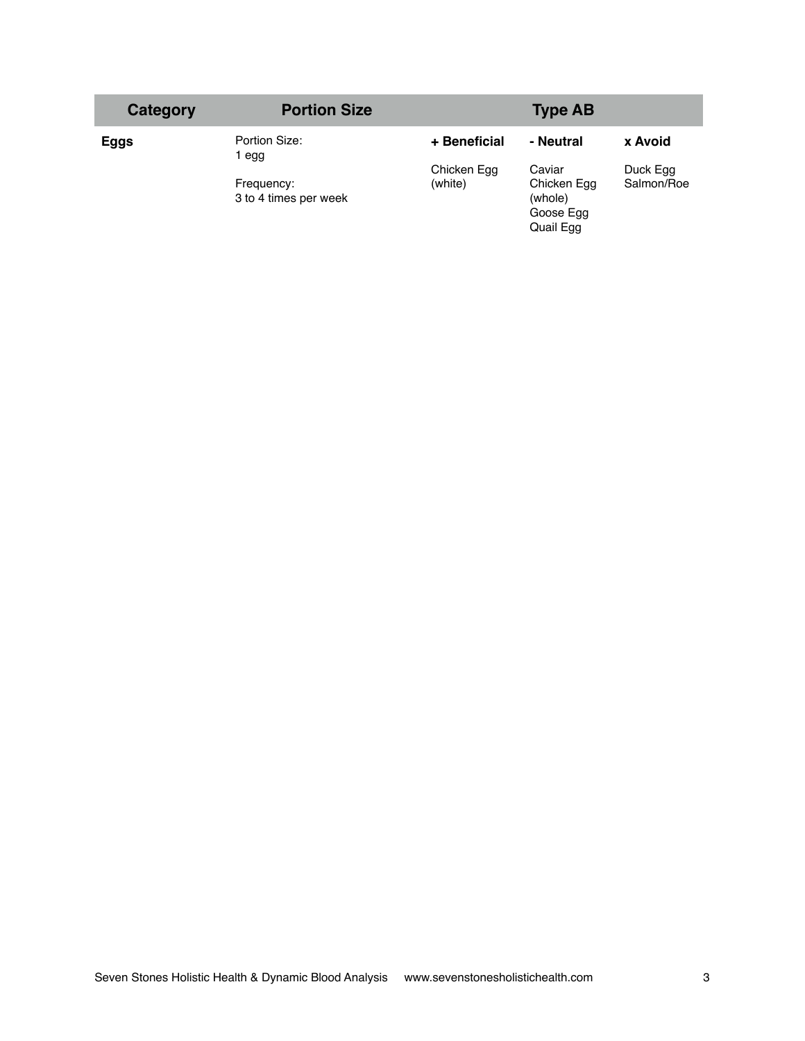| Category | Portion Size | Type AB | | |
|---|---|---|---|---|
| | | **+ Beneficial** | **- Neutral** | **x Avoid** |
| **Eggs** | Portion Size: 1 egg<br><br>Frequency: 3 to 4 times per week | Chicken Egg (white) | Caviar<br>Chicken Egg (whole)<br>Goose Egg<br>Quail Egg | Duck Egg<br>Salmon/Roe |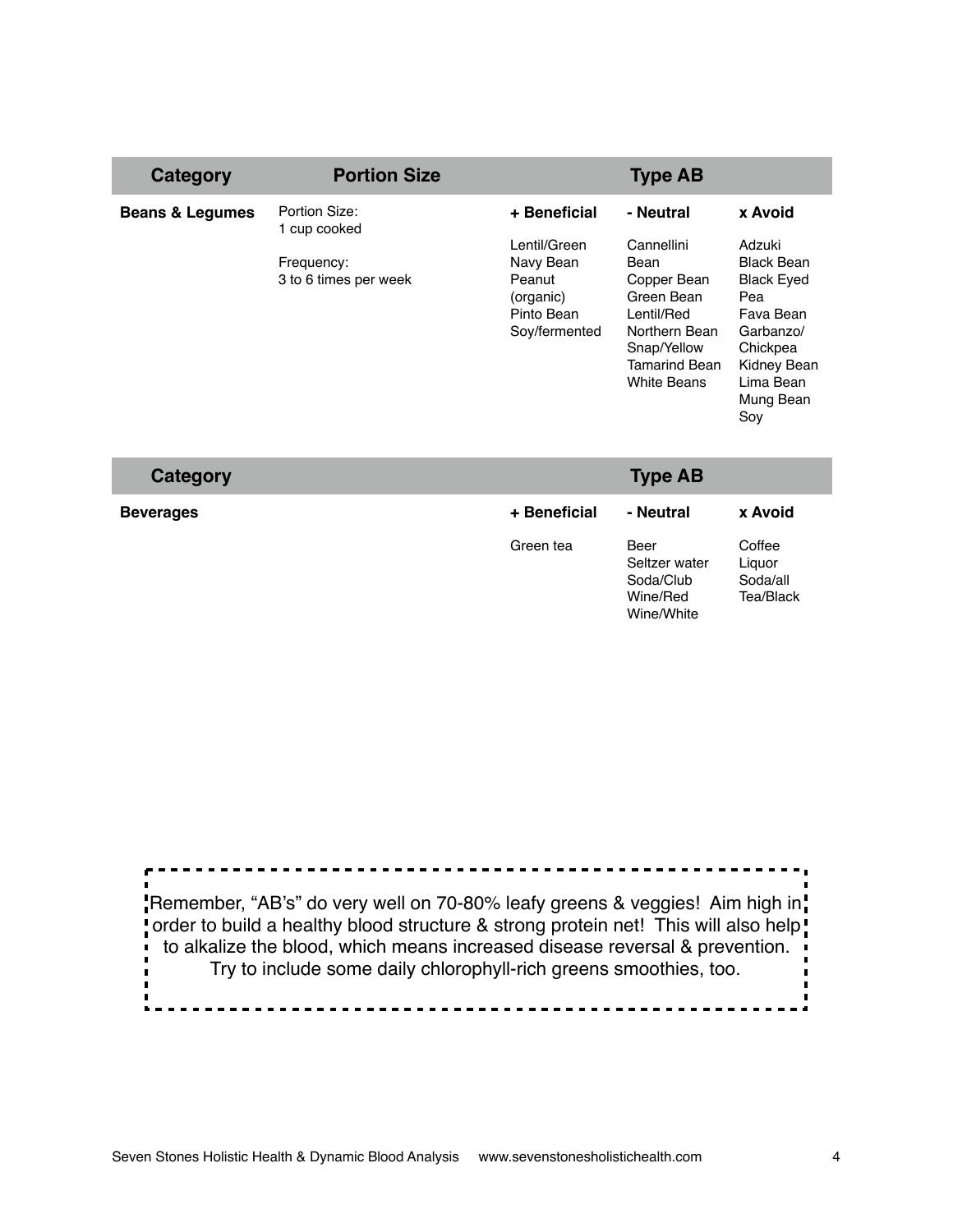| Category | Portion Size | Type AB | | |
|---|---|---|---|---|
| **Beans & Legumes** | Portion Size: 1 cup cooked<br><br>Frequency: 3 to 6 times per week | **+ Beneficial**<br><br>Lentil/Green<br>Navy Bean<br>Peanut (organic)<br>Pinto Bean<br>Soy/fermented | **- Neutral**<br><br>Cannellini Bean<br>Copper Bean<br>Green Bean<br>Lentil/Red<br>Northern Bean<br>Snap/Yellow<br>Tamarind Bean<br>White Beans | **x Avoid**<br><br>Adzuki<br>Black Bean<br>Black Eyed Pea<br>Fava Bean<br>Garbanzo/ Chickpea<br>Kidney Bean<br>Lima Bean<br>Mung Bean<br>Soy |

| Category | Type AB | | |
|---|---|---|---|
| **Beverages** | **+ Beneficial**<br><br>Green tea | **- Neutral**<br><br>Beer<br>Seltzer water<br>Soda/Club<br>Wine/Red<br>Wine/White | **x Avoid**<br><br>Coffee<br>Liquor<br>Soda/all<br>Tea/Black |

Remember, "AB's" do very well on 70-80% leafy greens & veggies! Aim high in order to build a healthy blood structure & strong protein net! This will also help to alkalize the blood, which means increased disease reversal & prevention. Try to include some daily chlorophyll-rich greens smoothies, too.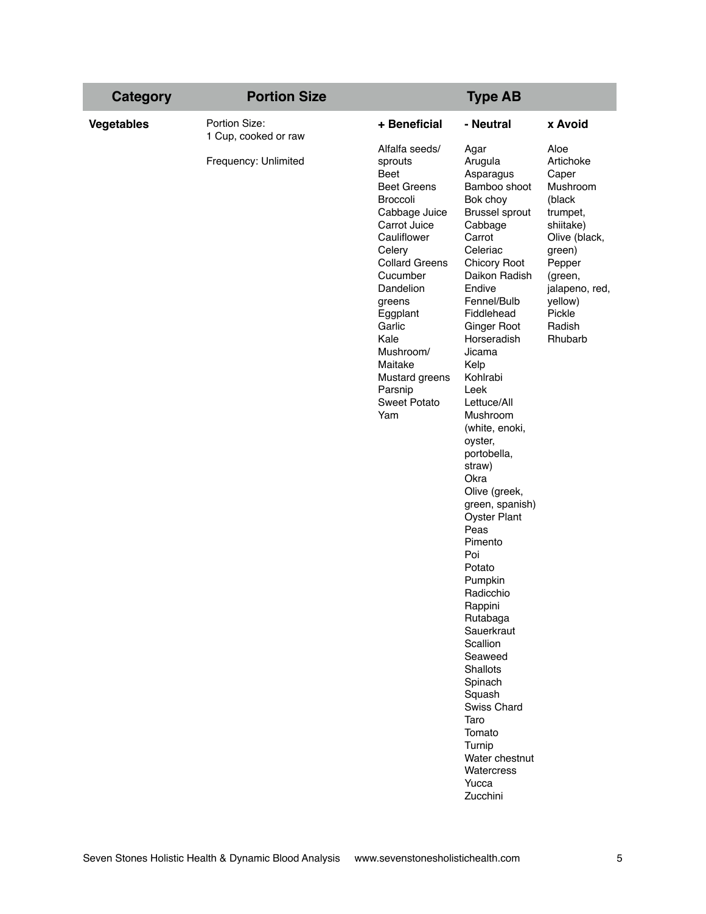| Category | Portion Size | Type AB | | |
|---|---|---|---|---|
| | | **+ Beneficial** | **- Neutral** | **x Avoid** |
| **Vegetables** | Portion Size: 1 Cup, cooked or raw<br><br>Frequency: Unlimited | Alfalfa seeds/ sprouts<br>Beet<br>Beet Greens<br>Broccoli<br>Cabbage Juice<br>Carrot Juice<br>Cauliflower<br>Celery<br>Collard Greens<br>Cucumber<br>Dandelion greens<br>Eggplant<br>Garlic<br>Kale<br>Mushroom/ Maitake<br>Mustard greens<br>Parsnip<br>Sweet Potato<br>Yam | Agar<br>Arugula<br>Asparagus<br>Bamboo shoot<br>Bok choy<br>Brussel sprout<br>Cabbage<br>Carrot<br>Celeriac<br>Chicory Root<br>Daikon Radish<br>Endive<br>Fennel/Bulb<br>Fiddlehead<br>Ginger Root<br>Horseradish<br>Jicama<br>Kelp<br>Kohlrabi<br>Leek<br>Lettuce/All<br>Mushroom (white, enoki, oyster, portobella, straw)<br>Okra<br>Olive (greek, green, spanish)<br>Oyster Plant<br>Peas<br>Pimento<br>Poi<br>Potato<br>Pumpkin<br>Radicchio<br>Rappini<br>Rutabaga<br>Sauerkraut<br>Scallion<br>Seaweed<br>Shallots<br>Spinach<br>Squash<br>Swiss Chard<br>Taro<br>Tomato<br>Turnip<br>Water chestnut<br>Watercress<br>Yucca<br>Zucchini | Aloe<br>Artichoke<br>Caper<br>Mushroom (black trumpet, shiitake)<br>Olive (black, green)<br>Pepper (green, jalapeno, red, yellow)<br>Pickle<br>Radish<br>Rhubarb |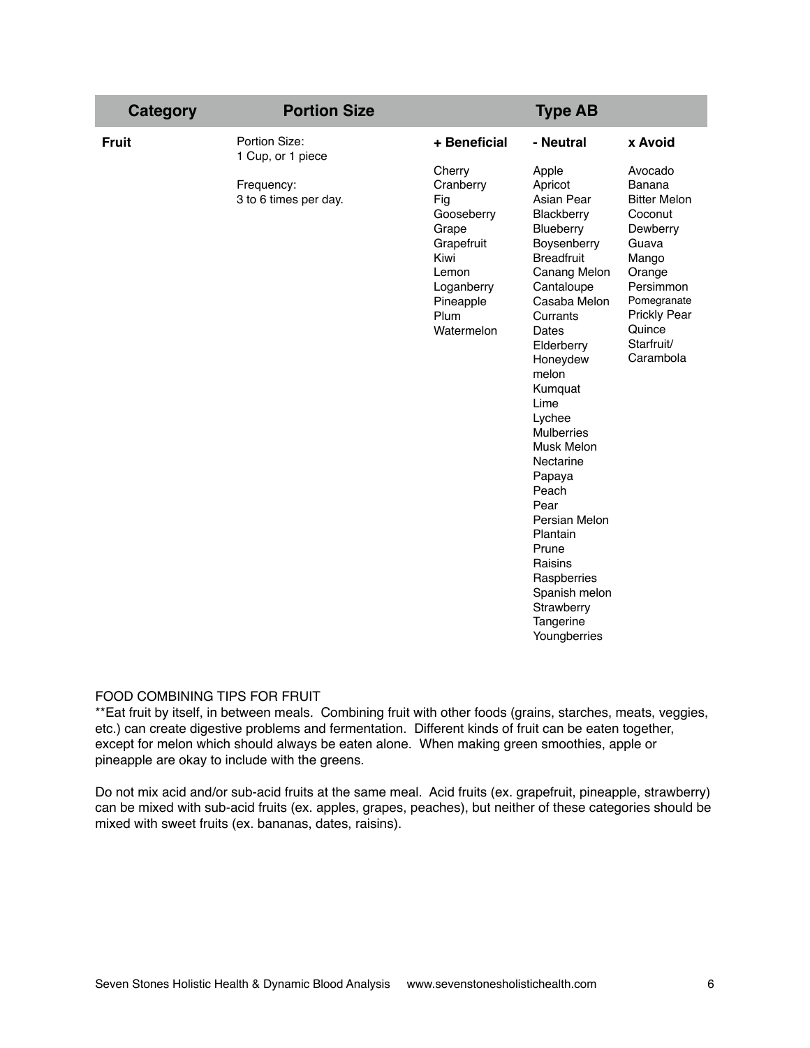| Category | Portion Size | Type AB | | |
|---|---|---|---|---|
| **Fruit** | Portion Size: 1 Cup, or 1 piece<br><br>Frequency: 3 to 6 times per day. | **+ Beneficial**<br><br>Cherry<br>Cranberry<br>Fig<br>Gooseberry<br>Grape<br>Grapefruit<br>Kiwi<br>Lemon<br>Loganberry<br>Pineapple<br>Plum<br>Watermelon | **- Neutral**<br><br>Apple<br>Apricot<br>Asian Pear<br>Blackberry<br>Blueberry<br>Boysenberry<br>Breadfruit<br>Canang Melon<br>Cantaloupe<br>Casaba Melon<br>Currants<br>Dates<br>Elderberry<br>Honeydew melon<br>Kumquat<br>Lime<br>Lychee<br>Mulberries<br>Musk Melon<br>Nectarine<br>Papaya<br>Peach<br>Pear<br>Persian Melon<br>Plantain<br>Prune<br>Raisins<br>Raspberries<br>Spanish melon<br>Strawberry<br>Tangerine<br>Youngberries | **x Avoid**<br><br>Avocado<br>Banana<br>Bitter Melon<br>Coconut<br>Dewberry<br>Guava<br>Mango<br>Orange<br>Persimmon<br>Pomegranate<br>Prickly Pear<br>Quince<br>Starfruit/ Carambola |

FOOD COMBINING TIPS FOR FRUIT

**Eat fruit by itself, in between meals. Combining fruit with other foods (grains, starches, meats, veggies, etc.) can create digestive problems and fermentation. Different kinds of fruit can be eaten together, except for melon which should always be eaten alone. When making green smoothies, apple or pineapple are okay to include with the greens.

Do not mix acid and/or sub-acid fruits at the same meal. Acid fruits (ex. grapefruit, pineapple, strawberry) can be mixed with sub-acid fruits (ex. apples, grapes, peaches), but neither of these categories should be mixed with sweet fruits (ex. bananas, dates, raisins).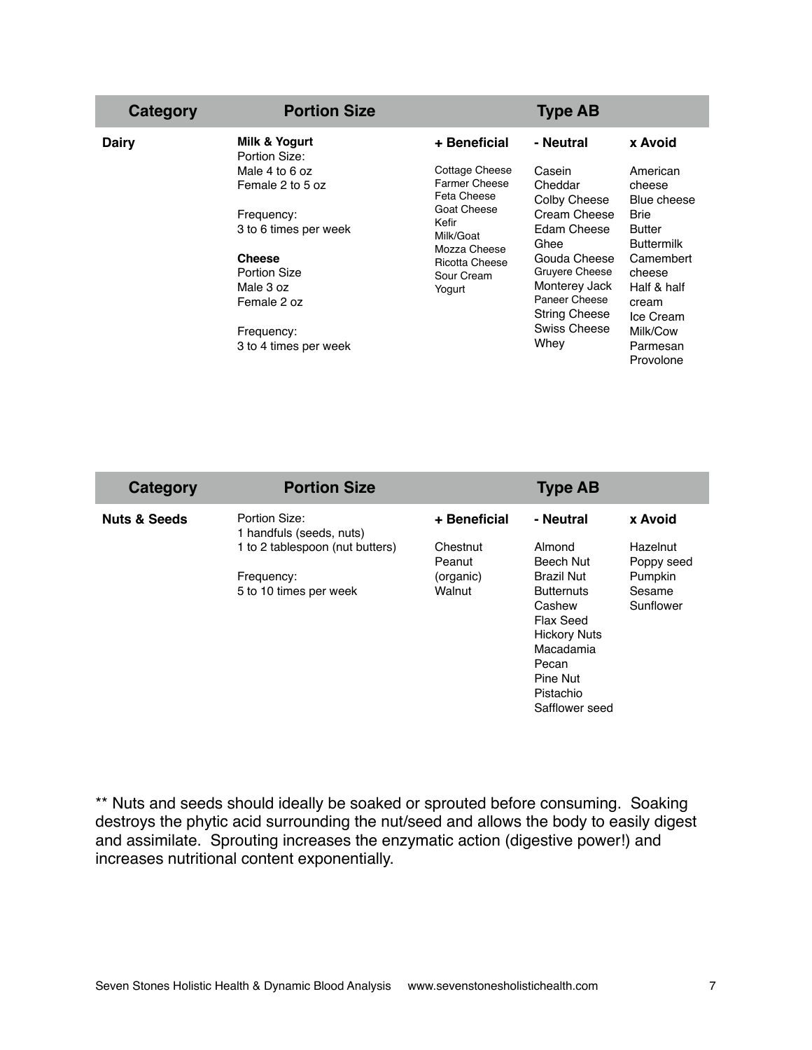| Category | Portion Size | Type AB | | |
|---|---|---|---|---|
| **Dairy** | **Milk & Yogurt**<br>Portion Size:<br>Male 4 to 6 oz<br>Female 2 to 5 oz<br><br>Frequency:<br>3 to 6 times per week<br><br>**Cheese**<br>Portion Size<br>Male 3 oz<br>Female 2 oz<br><br>Frequency:<br>3 to 4 times per week | **+ Beneficial**<br><br>Cottage Cheese<br>Farmer Cheese<br>Feta Cheese<br>Goat Cheese<br>Kefir<br>Milk/Goat<br>Mozza Cheese<br>Ricotta Cheese<br>Sour Cream<br>Yogurt | **- Neutral**<br><br>Casein<br>Cheddar<br>Colby Cheese<br>Cream Cheese<br>Edam Cheese<br>Ghee<br>Gouda Cheese<br>Gruyere Cheese<br>Monterey Jack<br>Paneer Cheese<br>String Cheese<br>Swiss Cheese<br>Whey | **x Avoid**<br><br>American cheese<br>Blue cheese<br>Brie<br>Butter<br>Buttermilk<br>Camembert cheese<br>Half & half cream<br>Ice Cream<br>Milk/Cow<br>Parmesan<br>Provolone |

| Category | Portion Size | Type AB | | |
|---|---|---|---|---|
| **Nuts & Seeds** | Portion Size:<br>1 handfuls (seeds, nuts)<br>1 to 2 tablespoon (nut butters)<br><br>Frequency:<br>5 to 10 times per week | **+ Beneficial**<br><br>Chestnut<br>Peanut (organic)<br>Walnut | **- Neutral**<br><br>Almond<br>Beech Nut<br>Brazil Nut<br>Butternuts<br>Cashew<br>Flax Seed<br>Hickory Nuts<br>Macadamia<br>Pecan<br>Pine Nut<br>Pistachio<br>Safflower seed | **x Avoid**<br><br>Hazelnut<br>Poppy seed<br>Pumpkin<br>Sesame<br>Sunflower |

** Nuts and seeds should ideally be soaked or sprouted before consuming. Soaking destroys the phytic acid surrounding the nut/seed and allows the body to easily digest and assimilate. Sprouting increases the enzymatic action (digestive power!) and increases nutritional content exponentially.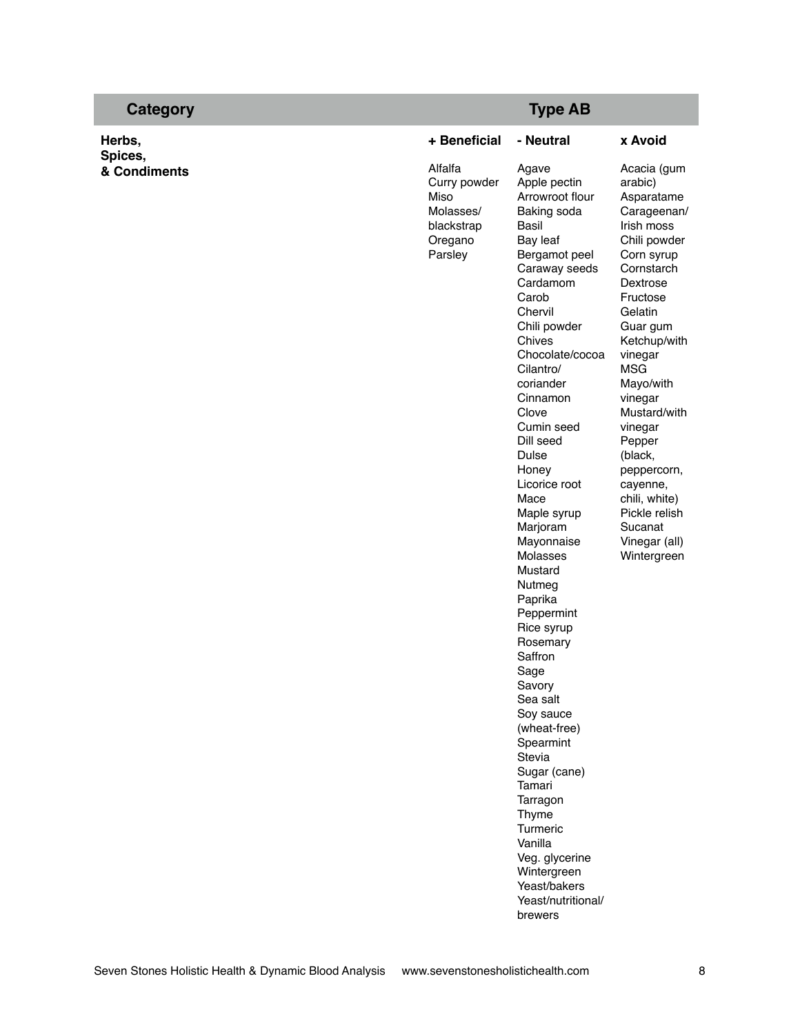| Category | Type AB | | |
|---|---|---|---|
| | + Beneficial | - Neutral | x Avoid |
| **Herbs, Spices, & Condiments** | Alfalfa<br>Curry powder<br>Miso<br>Molasses/ blackstrap<br>Oregano<br>Parsley | Agave<br>Apple pectin<br>Arrowroot flour<br>Baking soda<br>Basil<br>Bay leaf<br>Bergamot peel<br>Caraway seeds<br>Cardamom<br>Carob<br>Chervil<br>Chili powder<br>Chives<br>Chocolate/cocoa<br>Cilantro/ coriander<br>Cinnamon<br>Clove<br>Cumin seed<br>Dill seed<br>Dulse<br>Honey<br>Licorice root<br>Mace<br>Maple syrup<br>Marjoram<br>Mayonnaise<br>Molasses<br>Mustard<br>Nutmeg<br>Paprika<br>Peppermint<br>Rice syrup<br>Rosemary<br>Saffron<br>Sage<br>Savory<br>Sea salt<br>Soy sauce (wheat-free)<br>Spearmint<br>Stevia<br>Sugar (cane)<br>Tamari<br>Tarragon<br>Thyme<br>Turmeric<br>Vanilla<br>Veg. glycerine<br>Wintergreen<br>Yeast/bakers<br>Yeast/nutritional/ brewers | Acacia (gum arabic)<br>Asparatame<br>Carageenan/ Irish moss<br>Chili powder<br>Corn syrup<br>Cornstarch<br>Dextrose<br>Fructose<br>Gelatin<br>Guar gum<br>Ketchup/with vinegar<br>MSG<br>Mayo/with vinegar<br>Mustard/with vinegar<br>Pepper (black, peppercorn, cayenne, chili, white)<br>Pickle relish<br>Sucanat<br>Vinegar (all)<br>Wintergreen |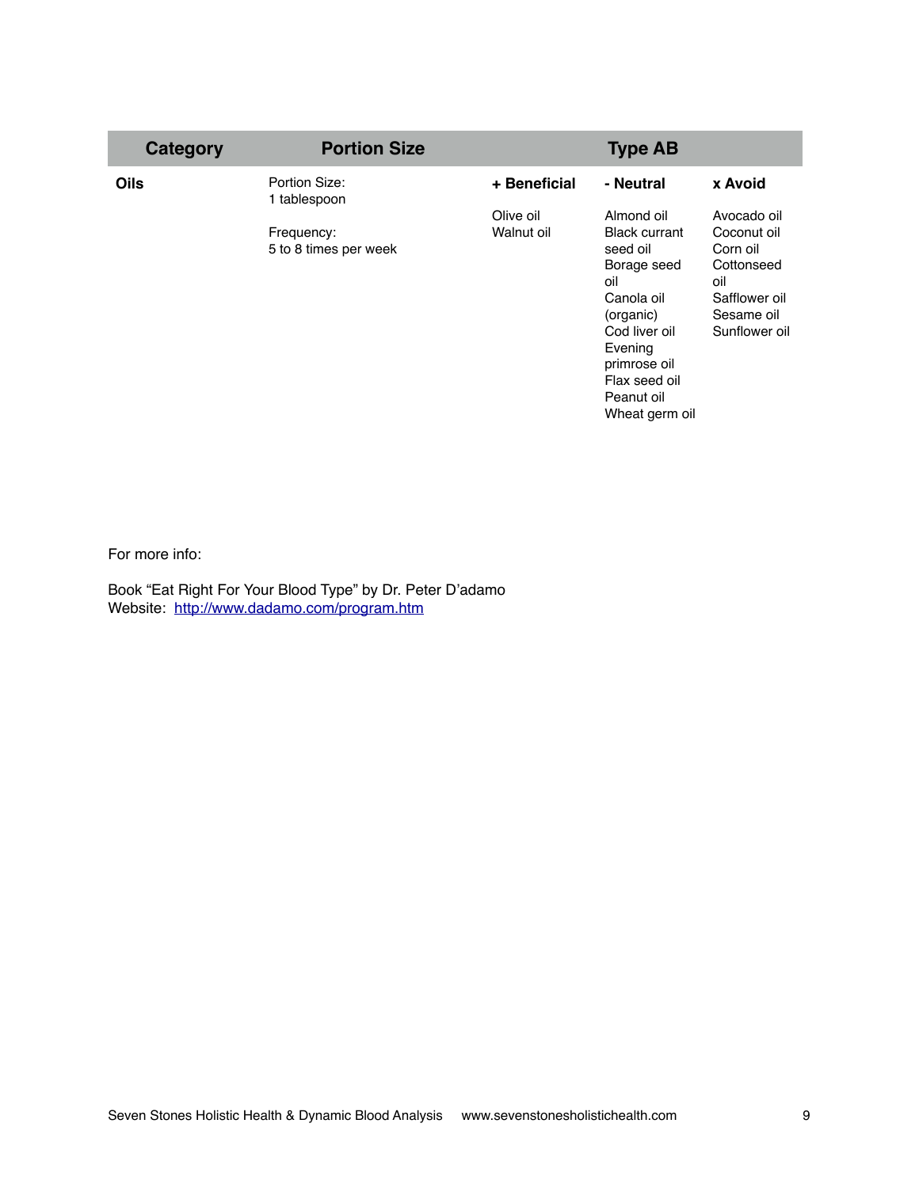| Category | Portion Size | Type AB | | |
|---|---|---|---|---|
| | | **+ Beneficial** | **- Neutral** | **x Avoid** |
| **Oils** | Portion Size: 1 tablespoon<br><br>Frequency: 5 to 8 times per week | Olive oil<br>Walnut oil | Almond oil<br>Black currant seed oil<br>Borage seed oil<br>Canola oil (organic)<br>Cod liver oil<br>Evening primrose oil<br>Flax seed oil<br>Peanut oil<br>Wheat germ oil | Avocado oil<br>Coconut oil<br>Corn oil<br>Cottonseed oil<br>Safflower oil<br>Sesame oil<br>Sunflower oil |

For more info:

Book "Eat Right For Your Blood Type" by Dr. Peter D'adamo
Website: [http://www.dadamo.com/program.htm](http://www.dadamo.com/program.htm)